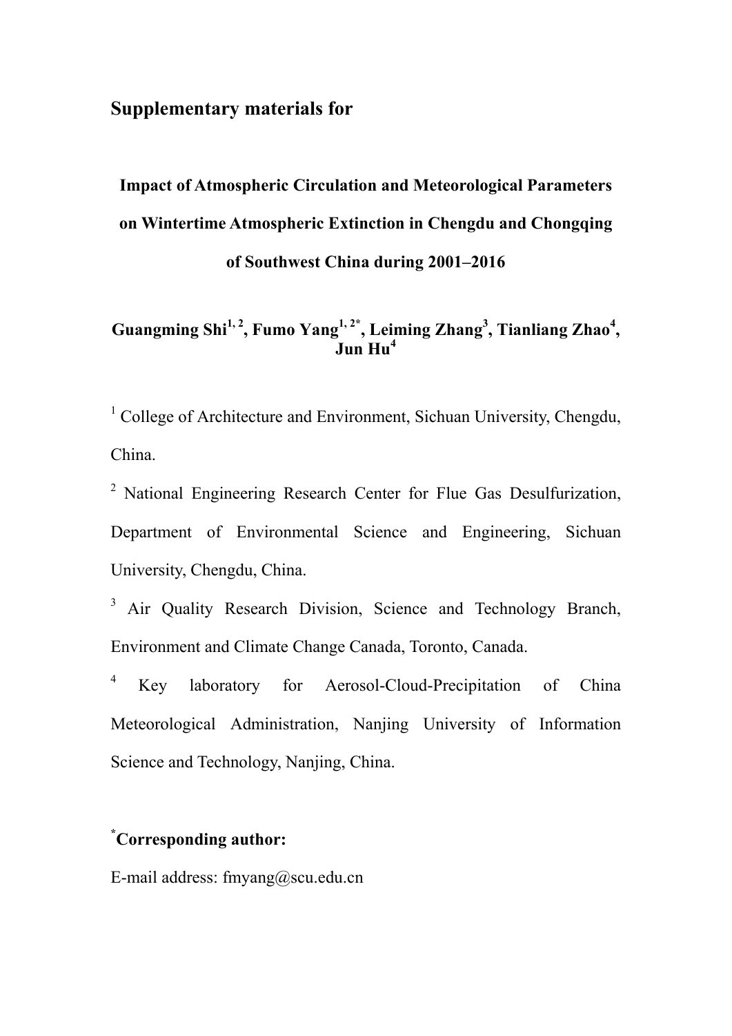## Supplementary materials for

# Impact of Atmospheric Circulation and Meteorological Parameters on Wintertime Atmospheric Extinction in Chengdu and Chongqing of Southwest China during 2001–2016

**Guangming Shi[1, 2], Fumo Yang[1, 2*], Leiming Zhang[3], Tianliang Zhao[4], Jun Hu[4]**

[1] College of Architecture and Environment, Sichuan University, Chengdu, China.

[2] National Engineering Research Center for Flue Gas Desulfurization, Department of Environmental Science and Engineering, Sichuan University, Chengdu, China.

[3] Air Quality Research Division, Science and Technology Branch, Environment and Climate Change Canada, Toronto, Canada.

[4] Key laboratory for Aerosol-Cloud-Precipitation of China Meteorological Administration, Nanjing University of Information Science and Technology, Nanjing, China.

**[*]Corresponding author:**

E-mail address: fmyang@scu.edu.cn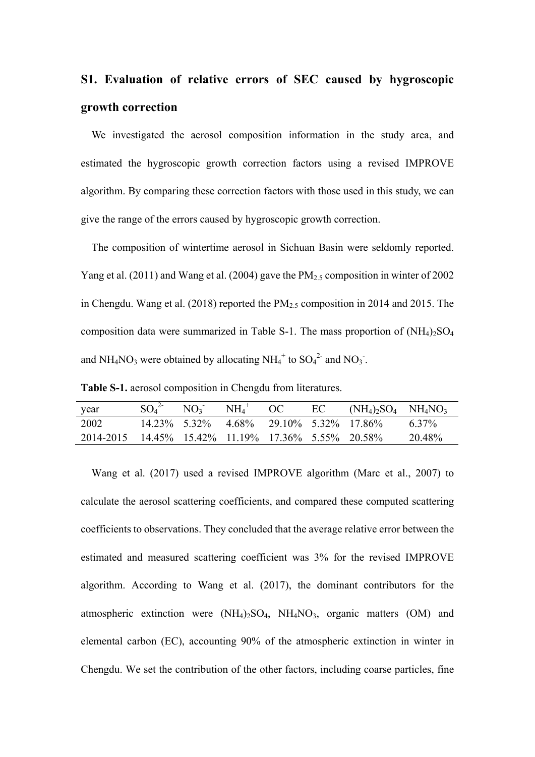## S1. Evaluation of relative errors of SEC caused by hygroscopic growth correction

We investigated the aerosol composition information in the study area, and estimated the hygroscopic growth correction factors using a revised IMPROVE algorithm. By comparing these correction factors with those used in this study, we can give the range of the errors caused by hygroscopic growth correction.

The composition of wintertime aerosol in Sichuan Basin were seldomly reported. Yang et al. (2011) and Wang et al. (2004) gave the $PM_{2.5}$ composition in winter of 2002 in Chengdu. Wang et al. (2018) reported the $PM_{2.5}$ composition in 2014 and 2015. The composition data were summarized in Table S-1. The mass proportion of $(NH_4)_2SO_4$ and $NH_4NO_3$ were obtained by allocating $NH_4^+$ to $SO_4^{2-}$ and $NO_3^-$.

**Table S-1.** aerosol composition in Chengdu from literatures.

| year | $SO_4^{2-}$ | $NO_3^-$ | $NH_4^+$ | OC | EC | $(NH_4)_2SO_4$ | $NH_4NO_3$ |
|---|---|---|---|---|---|---|---|
| 2002 | 14.23% | 5.32% | 4.68% | 29.10% | 5.32% | 17.86% | 6.37% |
| 2014-2015 | 14.45% | 15.42% | 11.19% | 17.36% | 5.55% | 20.58% | 20.48% |

Wang et al. (2017) used a revised IMPROVE algorithm (Marc et al., 2007) to calculate the aerosol scattering coefficients, and compared these computed scattering coefficients to observations. They concluded that the average relative error between the estimated and measured scattering coefficient was 3% for the revised IMPROVE algorithm. According to Wang et al. (2017), the dominant contributors for the atmospheric extinction were $(NH_4)_2SO_4$, $NH_4NO_3$, organic matters (OM) and elemental carbon (EC), accounting 90% of the atmospheric extinction in winter in Chengdu. We set the contribution of the other factors, including coarse particles, fine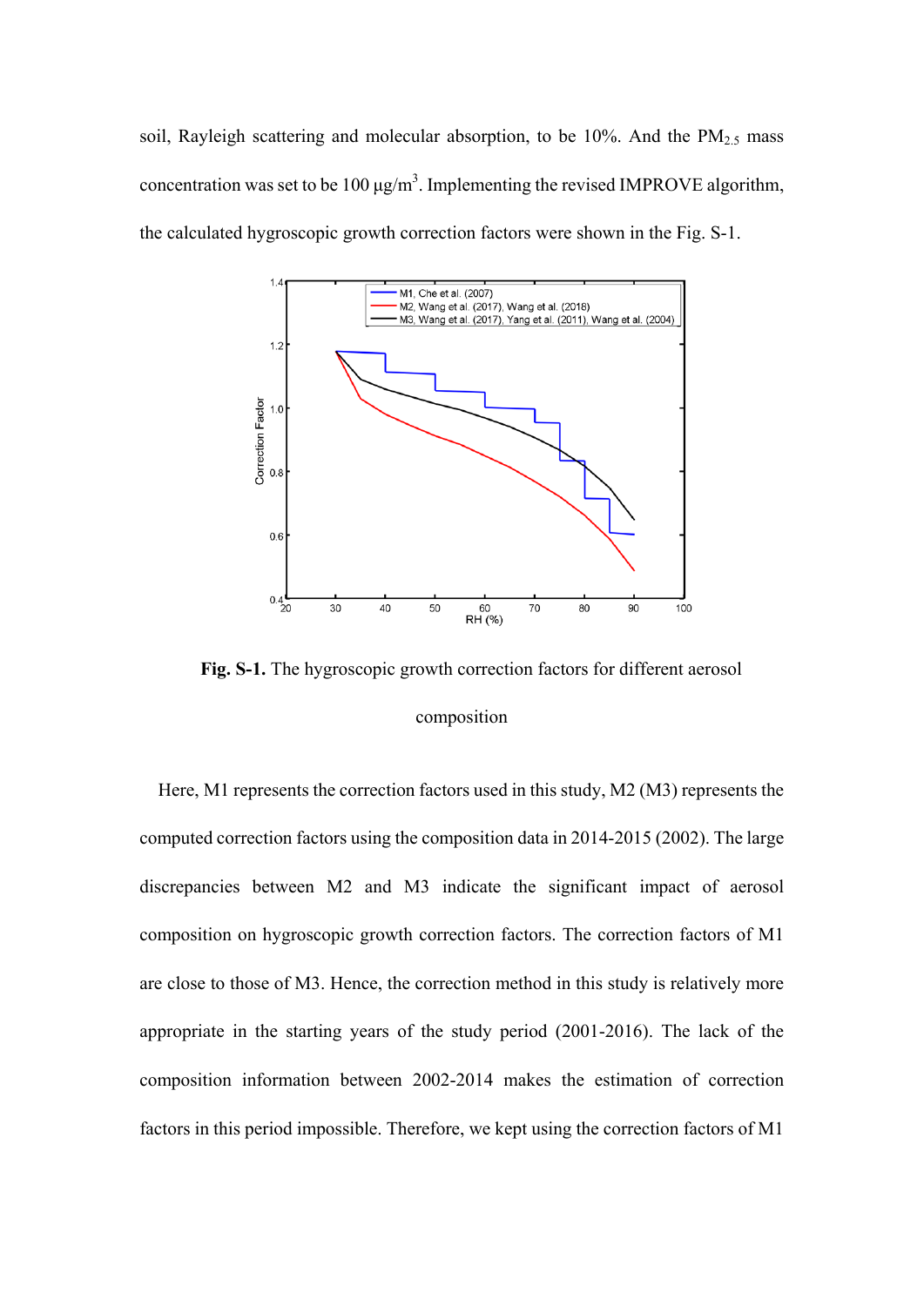soil, Rayleigh scattering and molecular absorption, to be 10%. And the $PM_{2.5}$ mass concentration was set to be 100 μg/m$^3$. Implementing the revised IMPROVE algorithm, the calculated hygroscopic growth correction factors were shown in the Fig. S-1.

M1, Che et al. (2007)
M2, Wang et al. (2017), Wang et al. (2018)
M3, Wang et al. (2017), Yang et al. (2011), Wang et al. (2004)

Correction Factor

1.4
1.2
1.0
0.8
0.6
0.4

20 30 40 50 60 70 80 90 100

RH (%)

**Fig. S-1.** The hygroscopic growth correction factors for different aerosol composition

Here, M1 represents the correction factors used in this study, M2 (M3) represents the computed correction factors using the composition data in 2014-2015 (2002). The large discrepancies between M2 and M3 indicate the significant impact of aerosol composition on hygroscopic growth correction factors. The correction factors of M1 are close to those of M3. Hence, the correction method in this study is relatively more appropriate in the starting years of the study period (2001-2016). The lack of the composition information between 2002-2014 makes the estimation of correction factors in this period impossible. Therefore, we kept using the correction factors of M1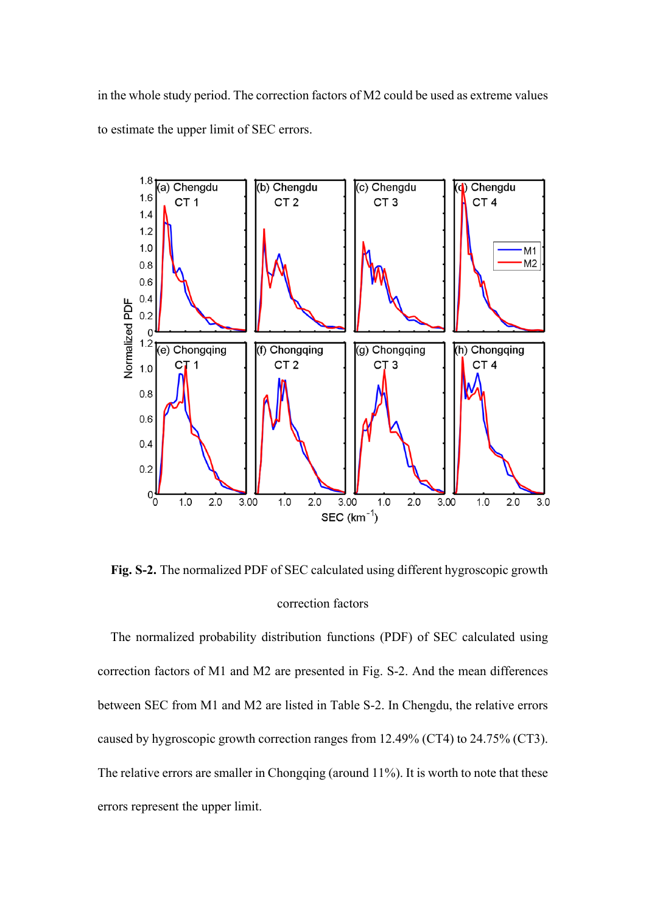in the whole study period. The correction factors of M2 could be used as extreme values to estimate the upper limit of SEC errors.

(a) Chengdu CT 1
(b) Chengdu CT 2
(c) Chengdu CT 3
(d) Chengdu CT 4
(e) Chongqing CT 1
(f) Chongqing CT 2
(g) Chongqing CT 3
(h) Chongqing CT 4

M1
M2

Normalized PDF

0
0.2
0.4
0.6
0.8
1.0
1.2
1.4
1.6
1.8

0
0.2
0.4
0.6
0.8
1.0
1.2

0 1.0 2.0 3.00 1.0 2.0 3.00 1.0 2.0 3.00 1.0 2.0 3.0

SEC ($km^{-1}$)

**Fig. S-2.** The normalized PDF of SEC calculated using different hygroscopic growth correction factors

The normalized probability distribution functions (PDF) of SEC calculated using correction factors of M1 and M2 are presented in Fig. S-2. And the mean differences between SEC from M1 and M2 are listed in Table S-2. In Chengdu, the relative errors caused by hygroscopic growth correction ranges from 12.49% (CT4) to 24.75% (CT3). The relative errors are smaller in Chongqing (around 11%). It is worth to note that these errors represent the upper limit.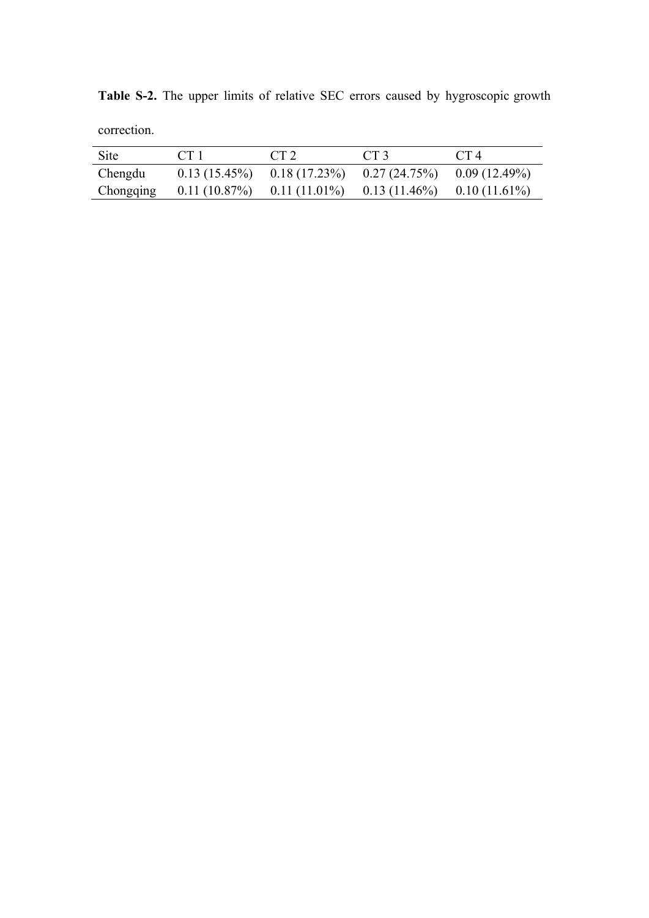**Table S-2.** The upper limits of relative SEC errors caused by hygroscopic growth correction.

| Site | CT 1 | CT 2 | CT 3 | CT 4 |
|---|---|---|---|---|
| Chengdu | 0.13 (15.45%) | 0.18 (17.23%) | 0.27 (24.75%) | 0.09 (12.49%) |
| Chongqing | 0.11 (10.87%) | 0.11 (11.01%) | 0.13 (11.46%) | 0.10 (11.61%) |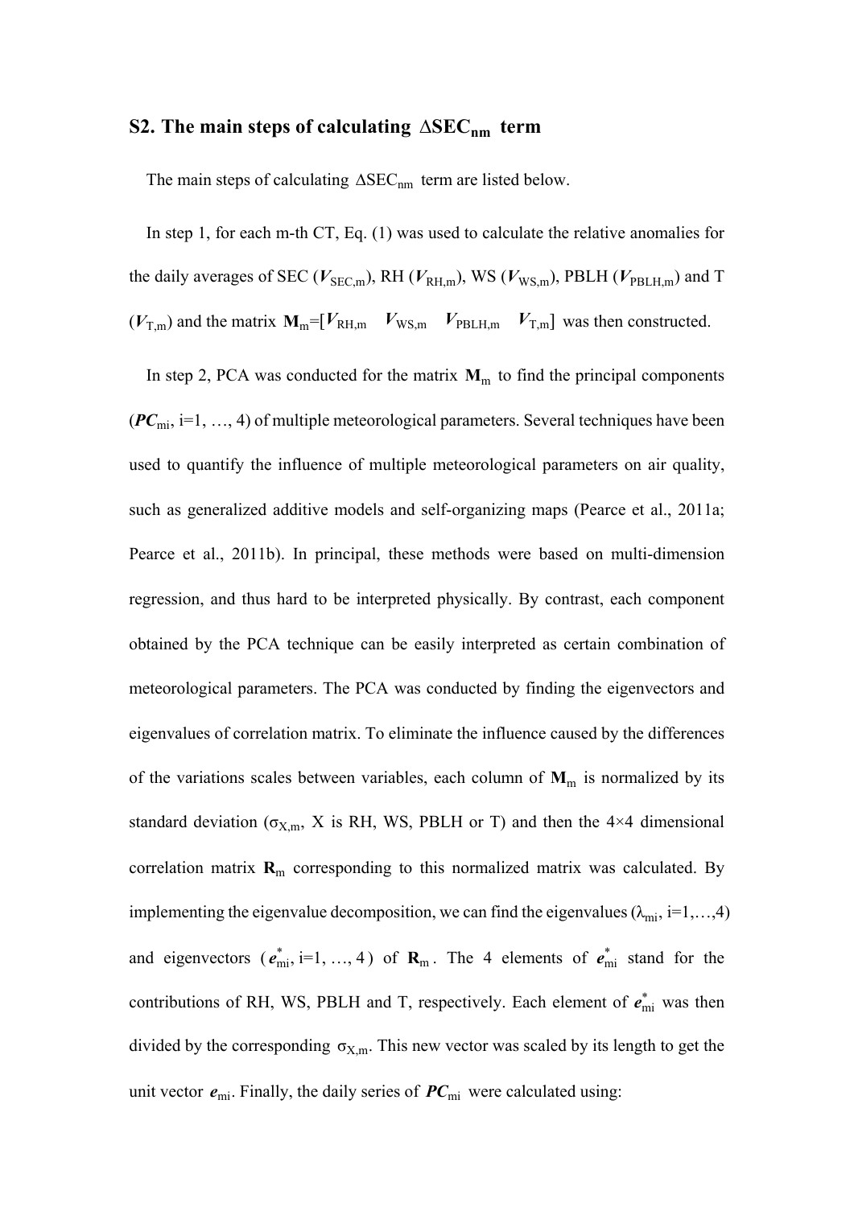## S2. The main steps of calculating $\Delta SEC_{nm}$ term

The main steps of calculating $\Delta SEC_{nm}$ term are listed below.

In step 1, for each m-th CT, Eq. (1) was used to calculate the relative anomalies for the daily averages of SEC ($\boldsymbol{V}_{SEC,m}$), RH ($\boldsymbol{V}_{RH,m}$), WS ($\boldsymbol{V}_{WS,m}$), PBLH ($\boldsymbol{V}_{PBLH,m}$) and T ($\boldsymbol{V}_{T,m}$) and the matrix $\mathbf{M}_m=[\boldsymbol{V}_{RH,m} \quad \boldsymbol{V}_{WS,m} \quad \boldsymbol{V}_{PBLH,m} \quad \boldsymbol{V}_{T,m}]$ was then constructed.

In step 2, PCA was conducted for the matrix $\mathbf{M}_m$ to find the principal components ($\boldsymbol{PC}_{mi}$, i=1, …, 4) of multiple meteorological parameters. Several techniques have been used to quantify the influence of multiple meteorological parameters on air quality, such as generalized additive models and self-organizing maps (Pearce et al., 2011a; Pearce et al., 2011b). In principal, these methods were based on multi-dimension regression, and thus hard to be interpreted physically. By contrast, each component obtained by the PCA technique can be easily interpreted as certain combination of meteorological parameters. The PCA was conducted by finding the eigenvectors and eigenvalues of correlation matrix. To eliminate the influence caused by the differences of the variations scales between variables, each column of $\mathbf{M}_m$ is normalized by its standard deviation ($\sigma_{X,m}$, X is RH, WS, PBLH or T) and then the 4×4 dimensional correlation matrix $\mathbf{R}_m$ corresponding to this normalized matrix was calculated. By implementing the eigenvalue decomposition, we can find the eigenvalues ($\lambda_{mi}$, i=1,…,4) and eigenvectors ($\boldsymbol{e}^*_{mi}$, i=1, …, 4) of $\mathbf{R}_m$. The 4 elements of $\boldsymbol{e}^*_{mi}$ stand for the contributions of RH, WS, PBLH and T, respectively. Each element of $\boldsymbol{e}^*_{mi}$ was then divided by the corresponding $\sigma_{X,m}$. This new vector was scaled by its length to get the unit vector $\boldsymbol{e}_{mi}$. Finally, the daily series of $\boldsymbol{PC}_{mi}$ were calculated using: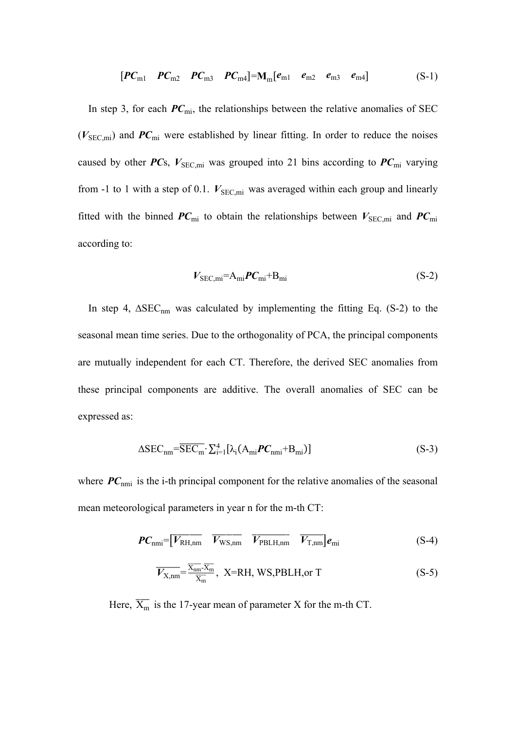$$[\boldsymbol{PC}_{m1} \quad \boldsymbol{PC}_{m2} \quad \boldsymbol{PC}_{m3} \quad \boldsymbol{PC}_{m4}]=\mathbf{M}_m[\boldsymbol{e}_{m1} \quad \boldsymbol{e}_{m2} \quad \boldsymbol{e}_{m3} \quad \boldsymbol{e}_{m4}] \tag{S-1}$$

In step 3, for each $\boldsymbol{PC}_{mi}$, the relationships between the relative anomalies of SEC ($\boldsymbol{V}_{SEC,mi}$) and $\boldsymbol{PC}_{mi}$ were established by linear fitting. In order to reduce the noises caused by other $\boldsymbol{PC}$s, $\boldsymbol{V}_{SEC,mi}$ was grouped into 21 bins according to $\boldsymbol{PC}_{mi}$ varying from -1 to 1 with a step of 0.1. $\boldsymbol{V}_{SEC,mi}$ was averaged within each group and linearly fitted with the binned $\boldsymbol{PC}_{mi}$ to obtain the relationships between $\boldsymbol{V}_{SEC,mi}$ and $\boldsymbol{PC}_{mi}$ according to:

$$\boldsymbol{V}_{SEC,mi}=A_{mi}\boldsymbol{PC}_{mi}+B_{mi} \tag{S-2}$$

In step 4, $\Delta SEC_{nm}$ was calculated by implementing the fitting Eq. (S-2) to the seasonal mean time series. Due to the orthogonality of PCA, the principal components are mutually independent for each CT. Therefore, the derived SEC anomalies from these principal components are additive. The overall anomalies of SEC can be expressed as:

$$\Delta SEC_{nm}=\overline{SEC_m}\cdot\sum_{i=1}^{4}[\lambda_i(A_{mi}\boldsymbol{PC}_{nmi}+B_{mi})] \tag{S-3}$$

where $\boldsymbol{PC}_{nmi}$ is the i-th principal component for the relative anomalies of the seasonal mean meteorological parameters in year n for the m-th CT:

$$\boldsymbol{PC}_{nmi}=\left[\overline{\boldsymbol{V}_{RH,nm}} \quad \overline{\boldsymbol{V}_{WS,nm}} \quad \overline{\boldsymbol{V}_{PBLH,nm}} \quad \overline{\boldsymbol{V}_{T,nm}}\right]\boldsymbol{e}_{mi} \tag{S-4}$$

$$\overline{\boldsymbol{V}_{X,nm}}=\frac{\overline{X_{nm}}-\overline{X_m}}{\overline{X_m}},\ \text{X=RH, WS,PBLH,or T} \tag{S-5}$$

Here, $\overline{X_m}$ is the 17-year mean of parameter X for the m-th CT.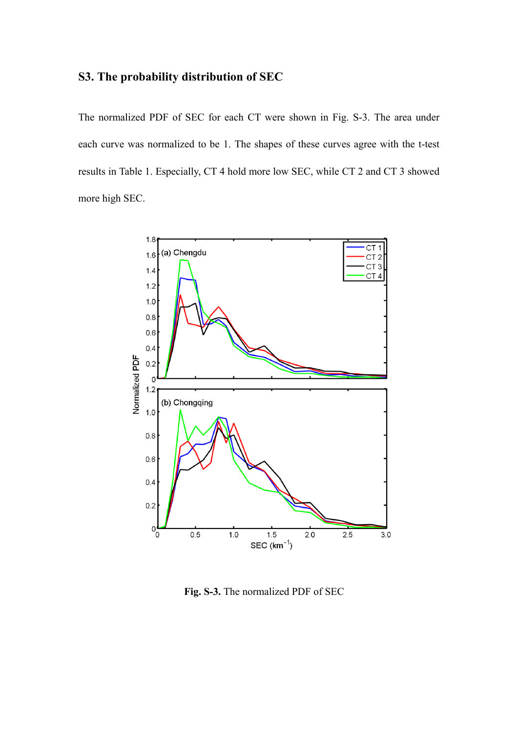## S3. The probability distribution of SEC

The normalized PDF of SEC for each CT were shown in Fig. S-3. The area under each curve was normalized to be 1. The shapes of these curves agree with the t-test results in Table 1. Especially, CT 4 hold more low SEC, while CT 2 and CT 3 showed more high SEC.

(a) Chengdu

(b) Chongqing

CT 1
CT 2
CT 3
CT 4

Normalized PDF

SEC ($km^{-1}$)

**Fig. S-3.** The normalized PDF of SEC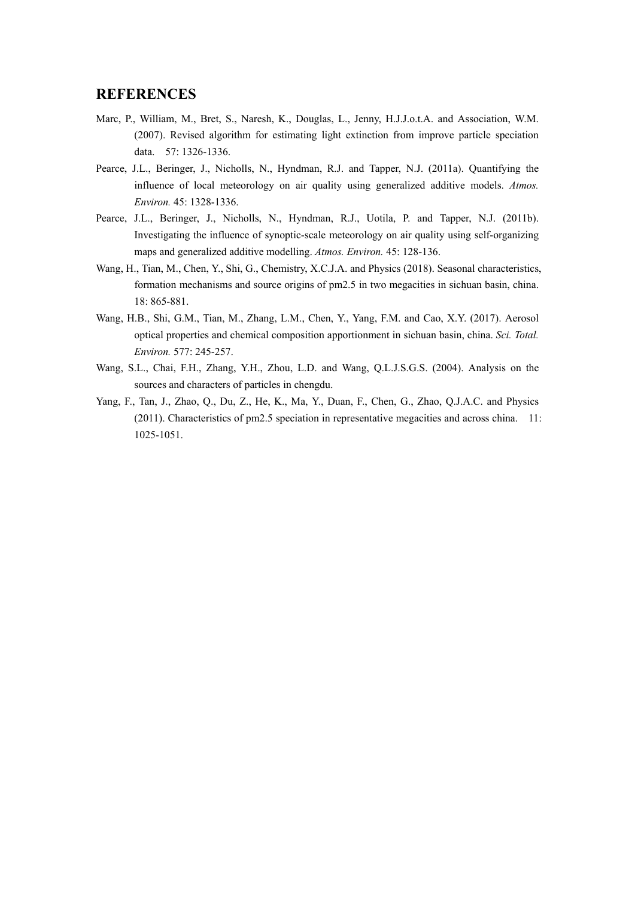# REFERENCES

Marc, P., William, M., Bret, S., Naresh, K., Douglas, L., Jenny, H.J.J.o.t.A. and Association, W.M. (2007). Revised algorithm for estimating light extinction from improve particle speciation data. 57: 1326-1336.

Pearce, J.L., Beringer, J., Nicholls, N., Hyndman, R.J. and Tapper, N.J. (2011a). Quantifying the influence of local meteorology on air quality using generalized additive models. *Atmos. Environ.* 45: 1328-1336.

Pearce, J.L., Beringer, J., Nicholls, N., Hyndman, R.J., Uotila, P. and Tapper, N.J. (2011b). Investigating the influence of synoptic-scale meteorology on air quality using self-organizing maps and generalized additive modelling. *Atmos. Environ.* 45: 128-136.

Wang, H., Tian, M., Chen, Y., Shi, G., Chemistry, X.C.J.A. and Physics (2018). Seasonal characteristics, formation mechanisms and source origins of pm2.5 in two megacities in sichuan basin, china. 18: 865-881.

Wang, H.B., Shi, G.M., Tian, M., Zhang, L.M., Chen, Y., Yang, F.M. and Cao, X.Y. (2017). Aerosol optical properties and chemical composition apportionment in sichuan basin, china. *Sci. Total. Environ.* 577: 245-257.

Wang, S.L., Chai, F.H., Zhang, Y.H., Zhou, L.D. and Wang, Q.L.J.S.G.S. (2004). Analysis on the sources and characters of particles in chengdu.

Yang, F., Tan, J., Zhao, Q., Du, Z., He, K., Ma, Y., Duan, F., Chen, G., Zhao, Q.J.A.C. and Physics (2011). Characteristics of pm2.5 speciation in representative megacities and across china. 11: 1025-1051.